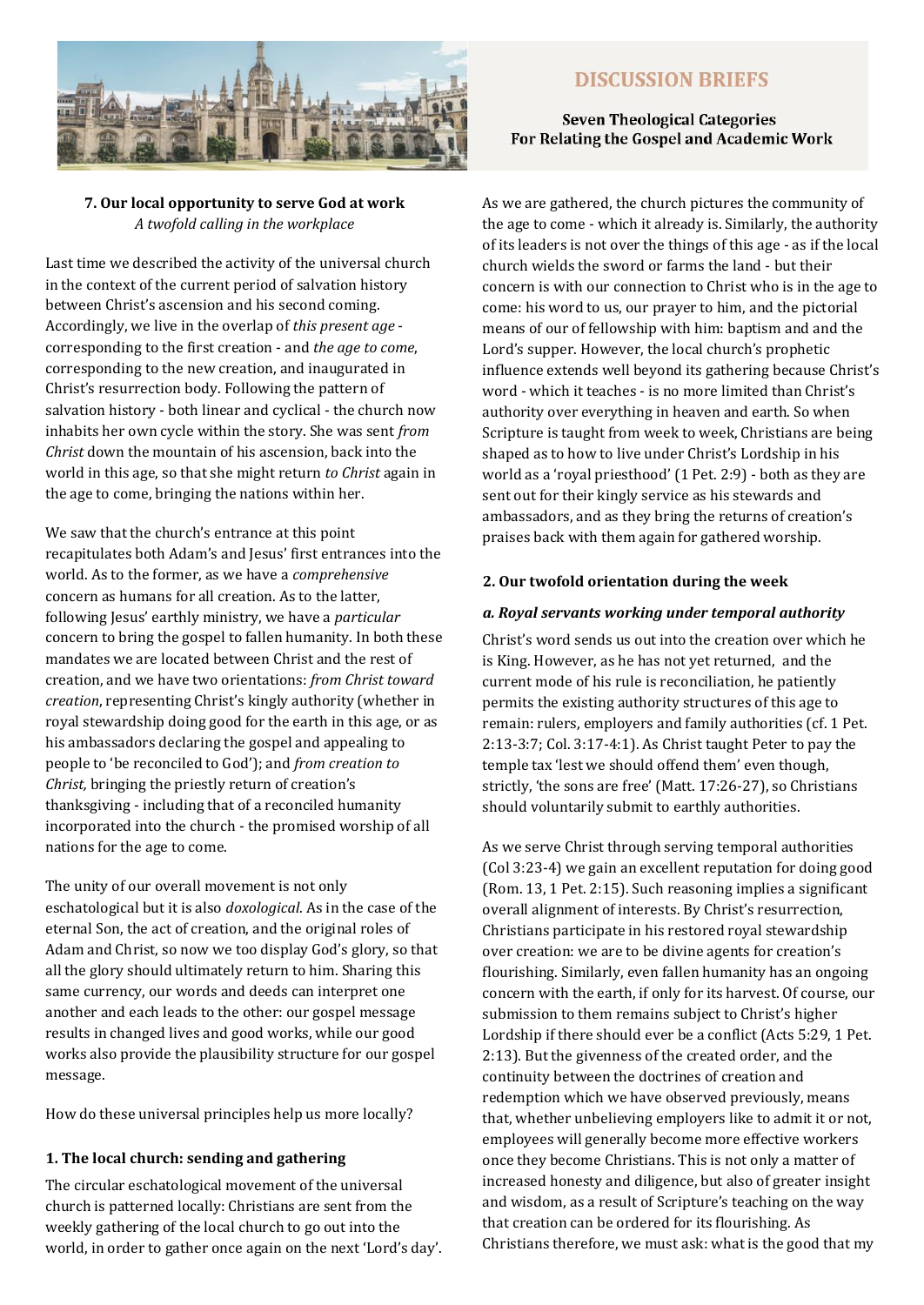# DISCUSSION BRIEFS

**Seven Theological Categories For Relating the Gospel and Academic Work**

## 7. Our local opportunity to serve God at work

*A twofold calling in the workplace*

Last time we described the activity of the universal church in the context of the current period of salvation history between Christ's ascension and his second coming. Accordingly, we live in the overlap of *this present age* - corresponding to the first creation - and *the age to come*, corresponding to the new creation, and inaugurated in Christ's resurrection body. Following the pattern of salvation history - both linear and cyclical - the church now inhabits her own cycle within the story. She was sent *from Christ* down the mountain of his ascension, back into the world in this age, so that she might return *to Christ* again in the age to come, bringing the nations within her.

We saw that the church's entrance at this point recapitulates both Adam's and Jesus' first entrances into the world. As to the former, as we have a *comprehensive* concern as humans for all creation. As to the latter, following Jesus' earthly ministry, we have a *particular* concern to bring the gospel to fallen humanity. In both these mandates we are located between Christ and the rest of creation, and we have two orientations: *from Christ toward creation*, representing Christ's kingly authority (whether in royal stewardship doing good for the earth in this age, or as his ambassadors declaring the gospel and appealing to people to 'be reconciled to God'); and *from creation to Christ,* bringing the priestly return of creation's thanksgiving - including that of a reconciled humanity incorporated into the church - the promised worship of all nations for the age to come.

The unity of our overall movement is not only eschatological but it is also *doxological*. As in the case of the eternal Son, the act of creation, and the original roles of Adam and Christ, so now we too display God's glory, so that all the glory should ultimately return to him. Sharing this same currency, our words and deeds can interpret one another and each leads to the other: our gospel message results in changed lives and good works, while our good works also provide the plausibility structure for our gospel message.

How do these universal principles help us more locally?

### 1. The local church: sending and gathering

The circular eschatological movement of the universal church is patterned locally: Christians are sent from the weekly gathering of the local church to go out into the world, in order to gather once again on the next 'Lord's day'. As we are gathered, the church pictures the community of the age to come - which it already is. Similarly, the authority of its leaders is not over the things of this age - as if the local church wields the sword or farms the land - but their concern is with our connection to Christ who is in the age to come: his word to us, our prayer to him, and the pictorial means of our of fellowship with him: baptism and and the Lord's supper. However, the local church's prophetic influence extends well beyond its gathering because Christ's word - which it teaches - is no more limited than Christ's authority over everything in heaven and earth. So when Scripture is taught from week to week, Christians are being shaped as to how to live under Christ's Lordship in his world as a 'royal priesthood' (1 Pet. 2:9) - both as they are sent out for their kingly service as his stewards and ambassadors, and as they bring the returns of creation's praises back with them again for gathered worship.

### 2. Our twofold orientation during the week

#### *a. Royal servants working under temporal authority*

Christ's word sends us out into the creation over which he is King. However, as he has not yet returned, and the current mode of his rule is reconciliation, he patiently permits the existing authority structures of this age to remain: rulers, employers and family authorities (cf. 1 Pet. 2:13-3:7; Col. 3:17-4:1). As Christ taught Peter to pay the temple tax 'lest we should offend them' even though, strictly, 'the sons are free' (Matt. 17:26-27), so Christians should voluntarily submit to earthly authorities.

As we serve Christ through serving temporal authorities (Col 3:23-4) we gain an excellent reputation for doing good (Rom. 13, 1 Pet. 2:15). Such reasoning implies a significant overall alignment of interests. By Christ's resurrection, Christians participate in his restored royal stewardship over creation: we are to be divine agents for creation's flourishing. Similarly, even fallen humanity has an ongoing concern with the earth, if only for its harvest. Of course, our submission to them remains subject to Christ's higher Lordship if there should ever be a conflict (Acts 5:29, 1 Pet. 2:13). But the givenness of the created order, and the continuity between the doctrines of creation and redemption which we have observed previously, means that, whether unbelieving employers like to admit it or not, employees will generally become more effective workers once they become Christians. This is not only a matter of increased honesty and diligence, but also of greater insight and wisdom, as a result of Scripture's teaching on the way that creation can be ordered for its flourishing. As Christians therefore, we must ask: what is the good that my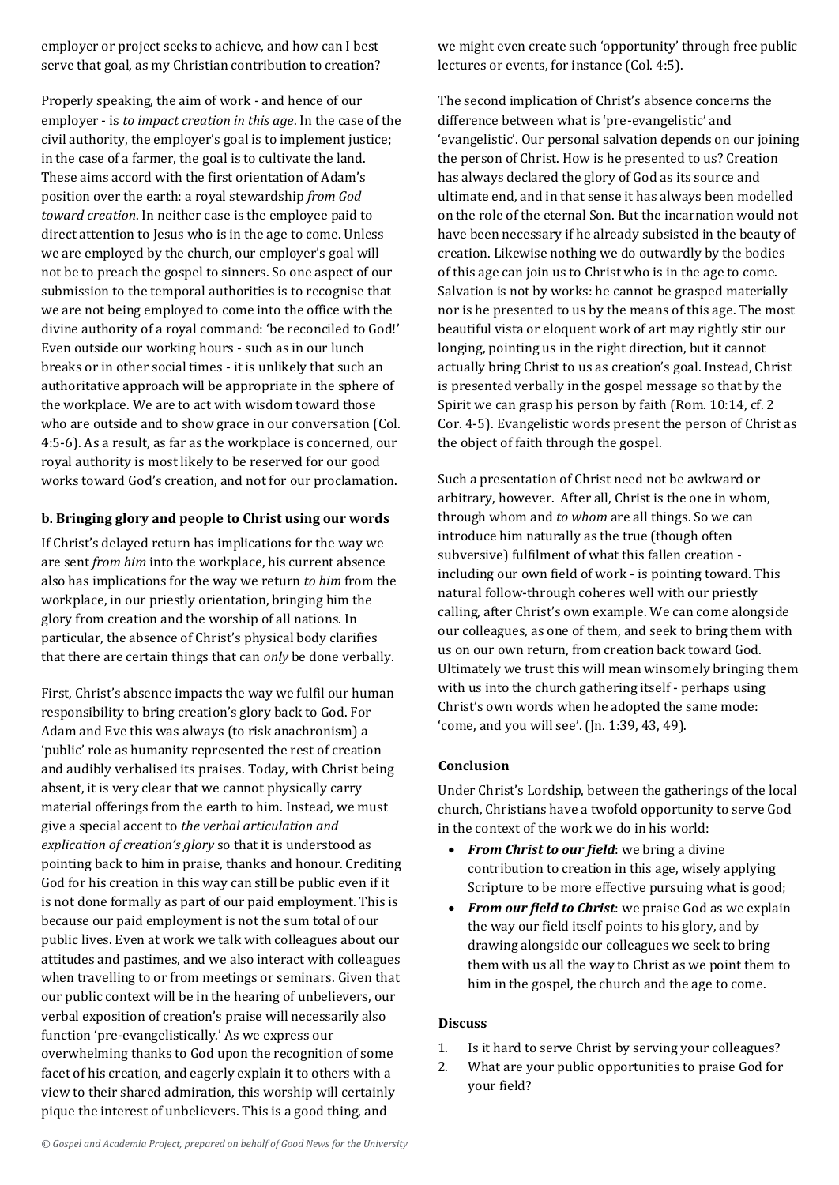employer or project seeks to achieve, and how can I best serve that goal, as my Christian contribution to creation?

Properly speaking, the aim of work - and hence of our employer - is *to impact creation in this age*. In the case of the civil authority, the employer's goal is to implement justice; in the case of a farmer, the goal is to cultivate the land. These aims accord with the first orientation of Adam's position over the earth: a royal stewardship *from God toward creation*. In neither case is the employee paid to direct attention to Jesus who is in the age to come. Unless we are employed by the church, our employer's goal will not be to preach the gospel to sinners. So one aspect of our submission to the temporal authorities is to recognise that we are not being employed to come into the office with the divine authority of a royal command: 'be reconciled to God!' Even outside our working hours - such as in our lunch breaks or in other social times - it is unlikely that such an authoritative approach will be appropriate in the sphere of the workplace. We are to act with wisdom toward those who are outside and to show grace in our conversation (Col. 4:5-6). As a result, as far as the workplace is concerned, our royal authority is most likely to be reserved for our good works toward God's creation, and not for our proclamation.

**b. Bringing glory and people to Christ using our words**

If Christ's delayed return has implications for the way we are sent *from him* into the workplace, his current absence also has implications for the way we return *to him* from the workplace, in our priestly orientation, bringing him the glory from creation and the worship of all nations. In particular, the absence of Christ's physical body clarifies that there are certain things that can *only* be done verbally.

First, Christ's absence impacts the way we fulfil our human responsibility to bring creation's glory back to God. For Adam and Eve this was always (to risk anachronism) a 'public' role as humanity represented the rest of creation and audibly verbalised its praises. Today, with Christ being absent, it is very clear that we cannot physically carry material offerings from the earth to him. Instead, we must give a special accent to *the verbal articulation and explication of creation's glory* so that it is understood as pointing back to him in praise, thanks and honour. Crediting God for his creation in this way can still be public even if it is not done formally as part of our paid employment. This is because our paid employment is not the sum total of our public lives. Even at work we talk with colleagues about our attitudes and pastimes, and we also interact with colleagues when travelling to or from meetings or seminars. Given that our public context will be in the hearing of unbelievers, our verbal exposition of creation's praise will necessarily also function 'pre-evangelistically.' As we express our overwhelming thanks to God upon the recognition of some facet of his creation, and eagerly explain it to others with a view to their shared admiration, this worship will certainly pique the interest of unbelievers. This is a good thing, and we might even create such 'opportunity' through free public lectures or events, for instance (Col. 4:5).

The second implication of Christ's absence concerns the difference between what is 'pre-evangelistic' and 'evangelistic'. Our personal salvation depends on our joining the person of Christ. How is he presented to us? Creation has always declared the glory of God as its source and ultimate end, and in that sense it has always been modelled on the role of the eternal Son. But the incarnation would not have been necessary if he already subsisted in the beauty of creation. Likewise nothing we do outwardly by the bodies of this age can join us to Christ who is in the age to come. Salvation is not by works: he cannot be grasped materially nor is he presented to us by the means of this age. The most beautiful vista or eloquent work of art may rightly stir our longing, pointing us in the right direction, but it cannot actually bring Christ to us as creation's goal. Instead, Christ is presented verbally in the gospel message so that by the Spirit we can grasp his person by faith (Rom. 10:14, cf. 2 Cor. 4-5). Evangelistic words present the person of Christ as the object of faith through the gospel.

Such a presentation of Christ need not be awkward or arbitrary, however. After all, Christ is the one in whom, through whom and *to whom* are all things. So we can introduce him naturally as the true (though often subversive) fulfilment of what this fallen creation - including our own field of work - is pointing toward. This natural follow-through coheres well with our priestly calling, after Christ's own example. We can come alongside our colleagues, as one of them, and seek to bring them with us on our own return, from creation back toward God. Ultimately we trust this will mean winsomely bringing them with us into the church gathering itself - perhaps using Christ's own words when he adopted the same mode: 'come, and you will see'. (Jn. 1:39, 43, 49).

**Conclusion**

Under Christ's Lordship, between the gatherings of the local church, Christians have a twofold opportunity to serve God in the context of the work we do in his world:

- ***From Christ to our field***: we bring a divine contribution to creation in this age, wisely applying Scripture to be more effective pursuing what is good;
- ***From our field to Christ***: we praise God as we explain the way our field itself points to his glory, and by drawing alongside our colleagues we seek to bring them with us all the way to Christ as we point them to him in the gospel, the church and the age to come.

**Discuss**

1. Is it hard to serve Christ by serving your colleagues?
2. What are your public opportunities to praise God for your field?

*© Gospel and Academia Project, prepared on behalf of Good News for the University*